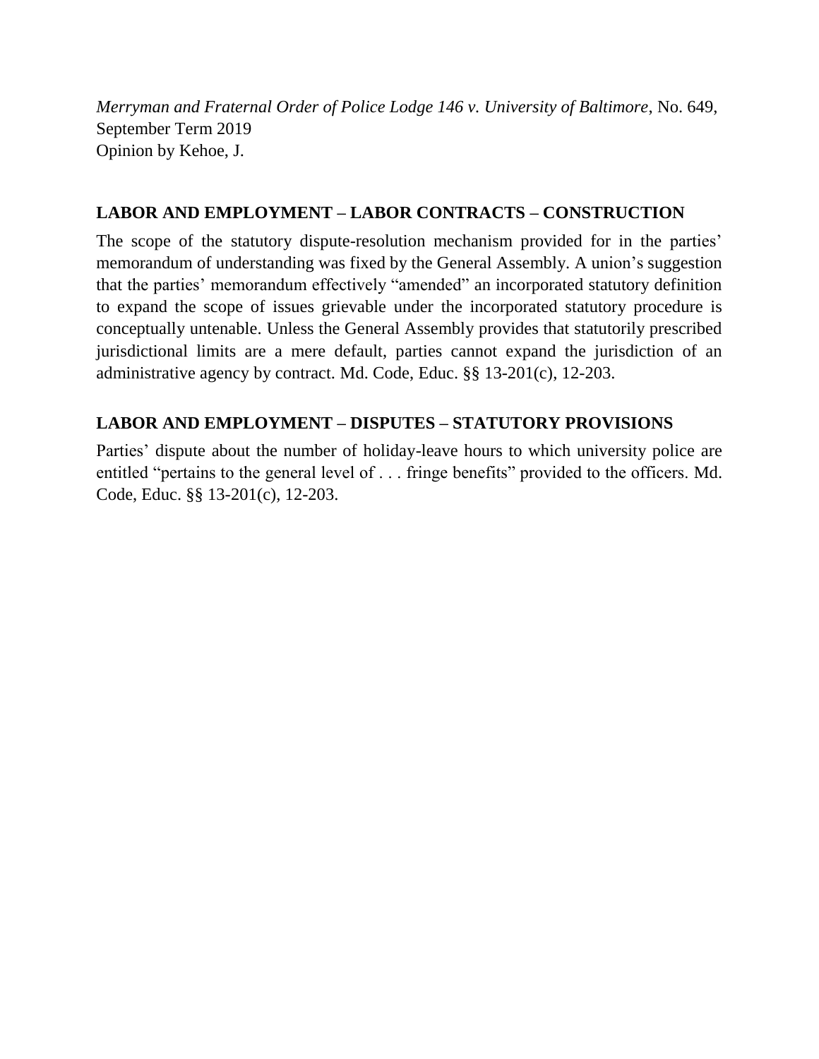*Merryman and Fraternal Order of Police Lodge 146 v. University of Baltimore*, No. 649, September Term 2019
Opinion by Kehoe, J.

**LABOR AND EMPLOYMENT – LABOR CONTRACTS – CONSTRUCTION**

The scope of the statutory dispute-resolution mechanism provided for in the parties' memorandum of understanding was fixed by the General Assembly. A union's suggestion that the parties' memorandum effectively "amended" an incorporated statutory definition to expand the scope of issues grievable under the incorporated statutory procedure is conceptually untenable. Unless the General Assembly provides that statutorily prescribed jurisdictional limits are a mere default, parties cannot expand the jurisdiction of an administrative agency by contract. Md. Code, Educ. §§ 13-201(c), 12-203.

**LABOR AND EMPLOYMENT – DISPUTES – STATUTORY PROVISIONS**

Parties' dispute about the number of holiday-leave hours to which university police are entitled "pertains to the general level of . . . fringe benefits" provided to the officers. Md. Code, Educ. §§ 13-201(c), 12-203.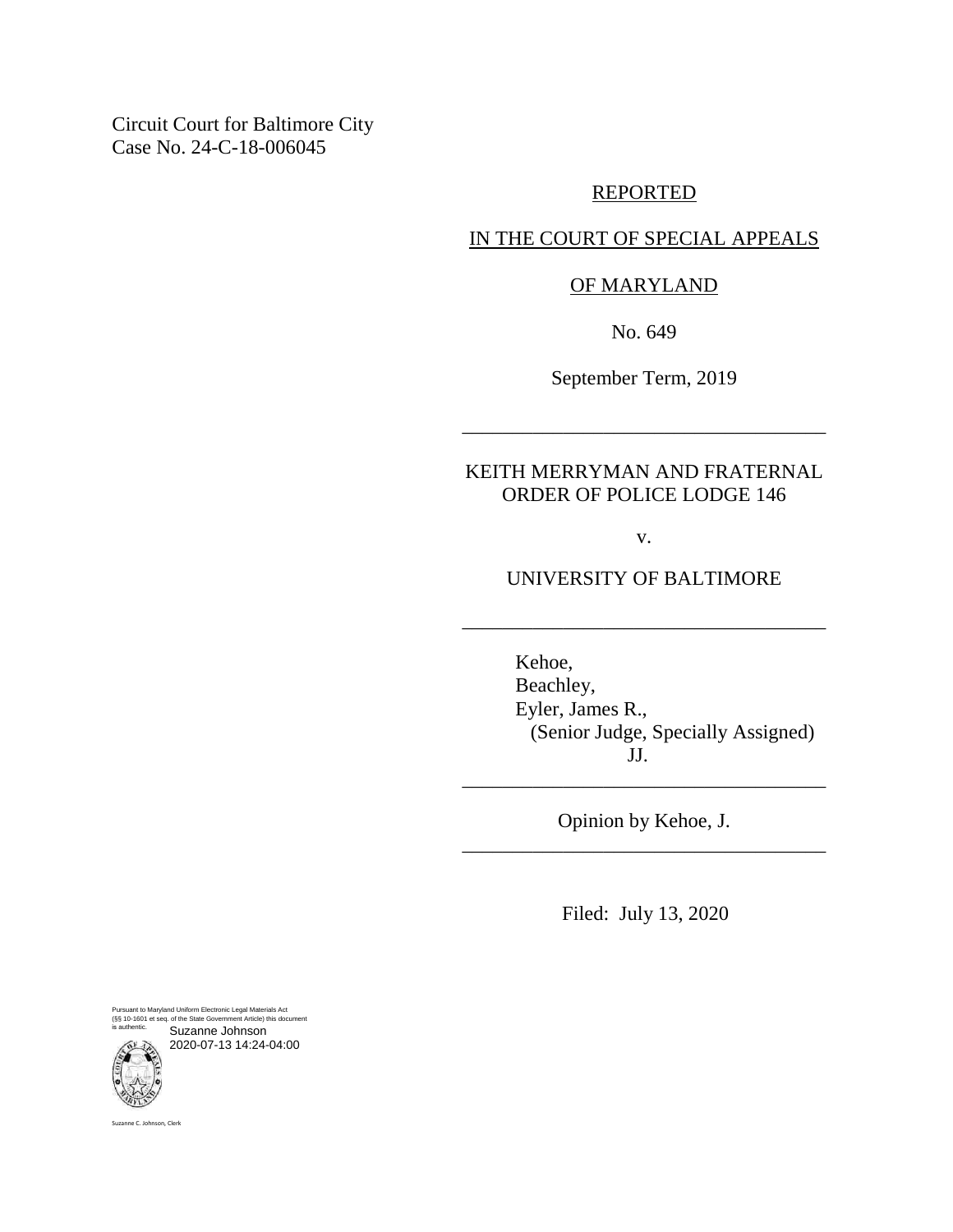Circuit Court for Baltimore City
Case No. 24-C-18-006045

REPORTED

IN THE COURT OF SPECIAL APPEALS

OF MARYLAND

No. 649

September Term, 2019

---

KEITH MERRYMAN AND FRATERNAL ORDER OF POLICE LODGE 146

v.

UNIVERSITY OF BALTIMORE

---

Kehoe,
Beachley,
Eyler, James R.,
(Senior Judge, Specially Assigned)
JJ.

---

Opinion by Kehoe, J.

---

Filed: July 13, 2020

Pursuant to Maryland Uniform Electronic Legal Materials Act (§§ 10-1601 et seq. of the State Government Article) this document is authentic.
Suzanne Johnson
2020-07-13 14:24-04:00

Suzanne C. Johnson, Clerk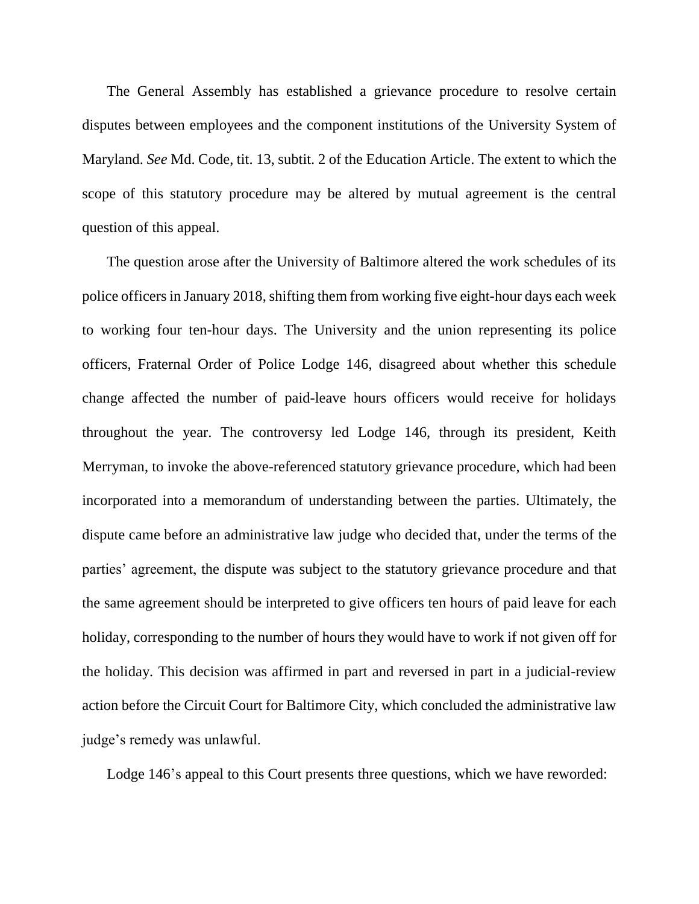The General Assembly has established a grievance procedure to resolve certain disputes between employees and the component institutions of the University System of Maryland. *See* Md. Code, tit. 13, subtit. 2 of the Education Article. The extent to which the scope of this statutory procedure may be altered by mutual agreement is the central question of this appeal.

The question arose after the University of Baltimore altered the work schedules of its police officers in January 2018, shifting them from working five eight-hour days each week to working four ten-hour days. The University and the union representing its police officers, Fraternal Order of Police Lodge 146, disagreed about whether this schedule change affected the number of paid-leave hours officers would receive for holidays throughout the year. The controversy led Lodge 146, through its president, Keith Merryman, to invoke the above-referenced statutory grievance procedure, which had been incorporated into a memorandum of understanding between the parties. Ultimately, the dispute came before an administrative law judge who decided that, under the terms of the parties' agreement, the dispute was subject to the statutory grievance procedure and that the same agreement should be interpreted to give officers ten hours of paid leave for each holiday, corresponding to the number of hours they would have to work if not given off for the holiday. This decision was affirmed in part and reversed in part in a judicial-review action before the Circuit Court for Baltimore City, which concluded the administrative law judge's remedy was unlawful.

Lodge 146's appeal to this Court presents three questions, which we have reworded: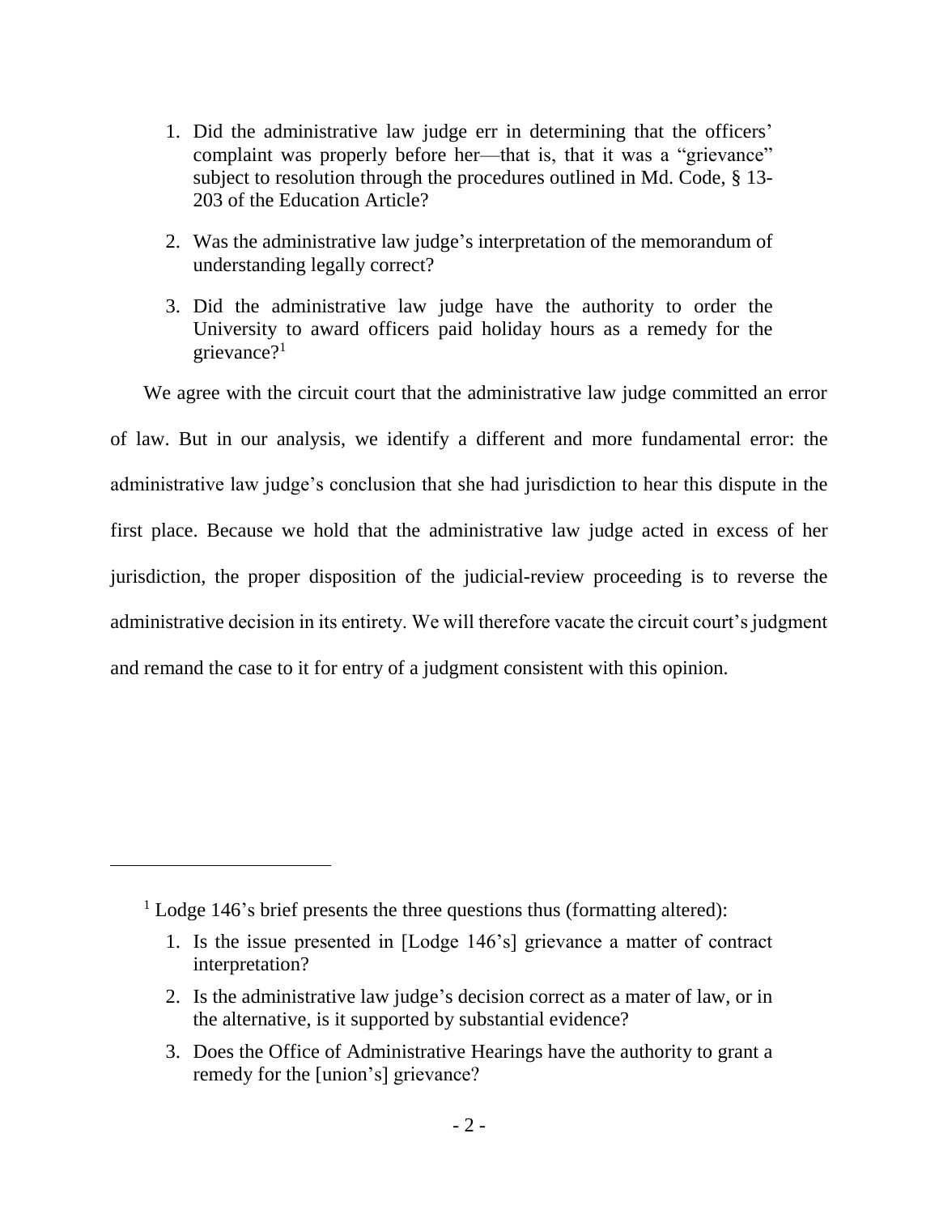1. Did the administrative law judge err in determining that the officers' complaint was properly before her—that is, that it was a "grievance" subject to resolution through the procedures outlined in Md. Code, § 13-203 of the Education Article?

2. Was the administrative law judge's interpretation of the memorandum of understanding legally correct?

3. Did the administrative law judge have the authority to order the University to award officers paid holiday hours as a remedy for the grievance?[1]

We agree with the circuit court that the administrative law judge committed an error of law. But in our analysis, we identify a different and more fundamental error: the administrative law judge's conclusion that she had jurisdiction to hear this dispute in the first place. Because we hold that the administrative law judge acted in excess of her jurisdiction, the proper disposition of the judicial-review proceeding is to reverse the administrative decision in its entirety. We will therefore vacate the circuit court's judgment and remand the case to it for entry of a judgment consistent with this opinion.

---

[1] Lodge 146's brief presents the three questions thus (formatting altered):

1. Is the issue presented in [Lodge 146's] grievance a matter of contract interpretation?

2. Is the administrative law judge's decision correct as a mater of law, or in the alternative, is it supported by substantial evidence?

3. Does the Office of Administrative Hearings have the authority to grant a remedy for the [union's] grievance?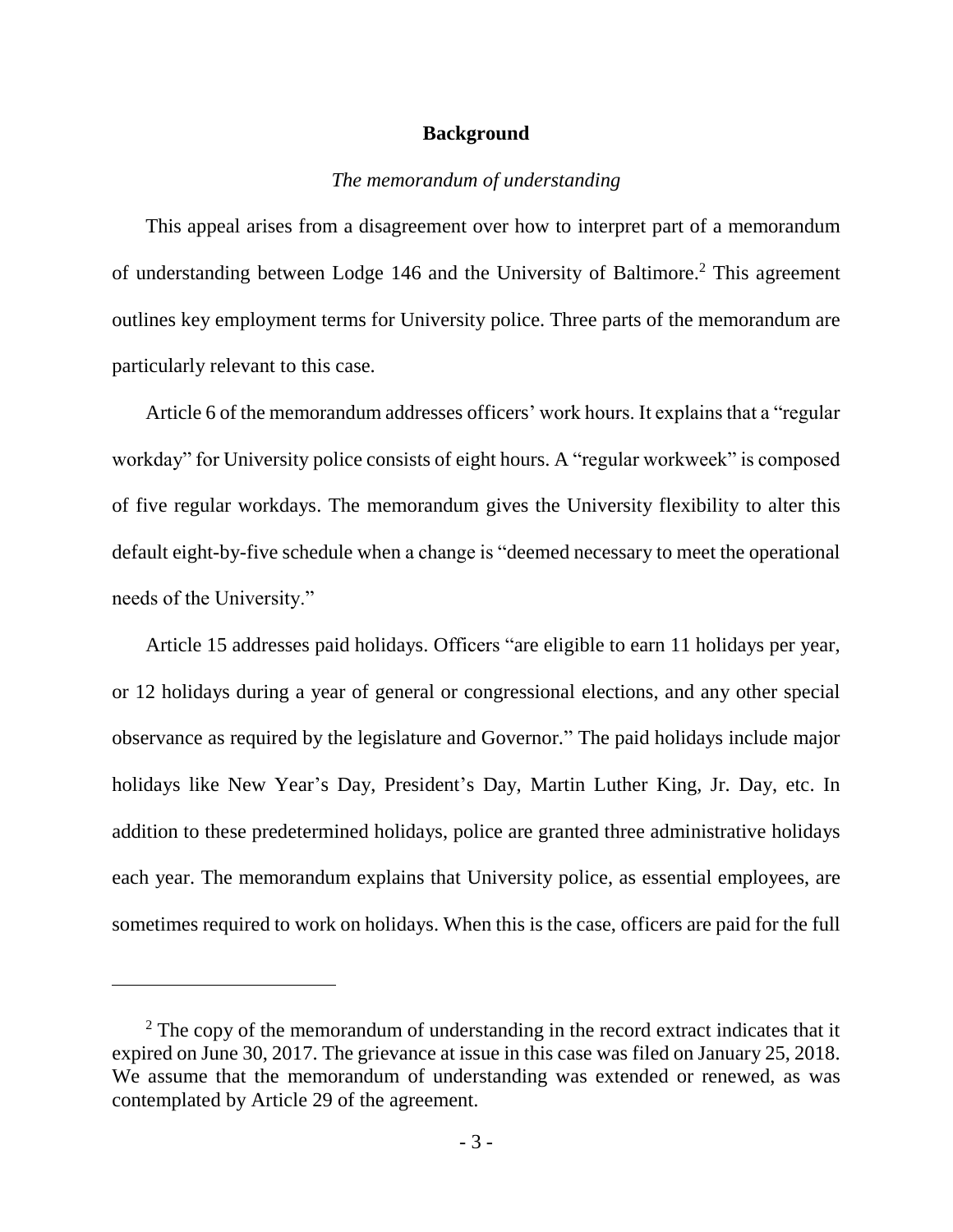## Background

*The memorandum of understanding*

This appeal arises from a disagreement over how to interpret part of a memorandum of understanding between Lodge 146 and the University of Baltimore.[2] This agreement outlines key employment terms for University police. Three parts of the memorandum are particularly relevant to this case.

Article 6 of the memorandum addresses officers' work hours. It explains that a "regular workday" for University police consists of eight hours. A "regular workweek" is composed of five regular workdays. The memorandum gives the University flexibility to alter this default eight-by-five schedule when a change is "deemed necessary to meet the operational needs of the University."

Article 15 addresses paid holidays. Officers "are eligible to earn 11 holidays per year, or 12 holidays during a year of general or congressional elections, and any other special observance as required by the legislature and Governor." The paid holidays include major holidays like New Year's Day, President's Day, Martin Luther King, Jr. Day, etc. In addition to these predetermined holidays, police are granted three administrative holidays each year. The memorandum explains that University police, as essential employees, are sometimes required to work on holidays. When this is the case, officers are paid for the full

[2] The copy of the memorandum of understanding in the record extract indicates that it expired on June 30, 2017. The grievance at issue in this case was filed on January 25, 2018. We assume that the memorandum of understanding was extended or renewed, as was contemplated by Article 29 of the agreement.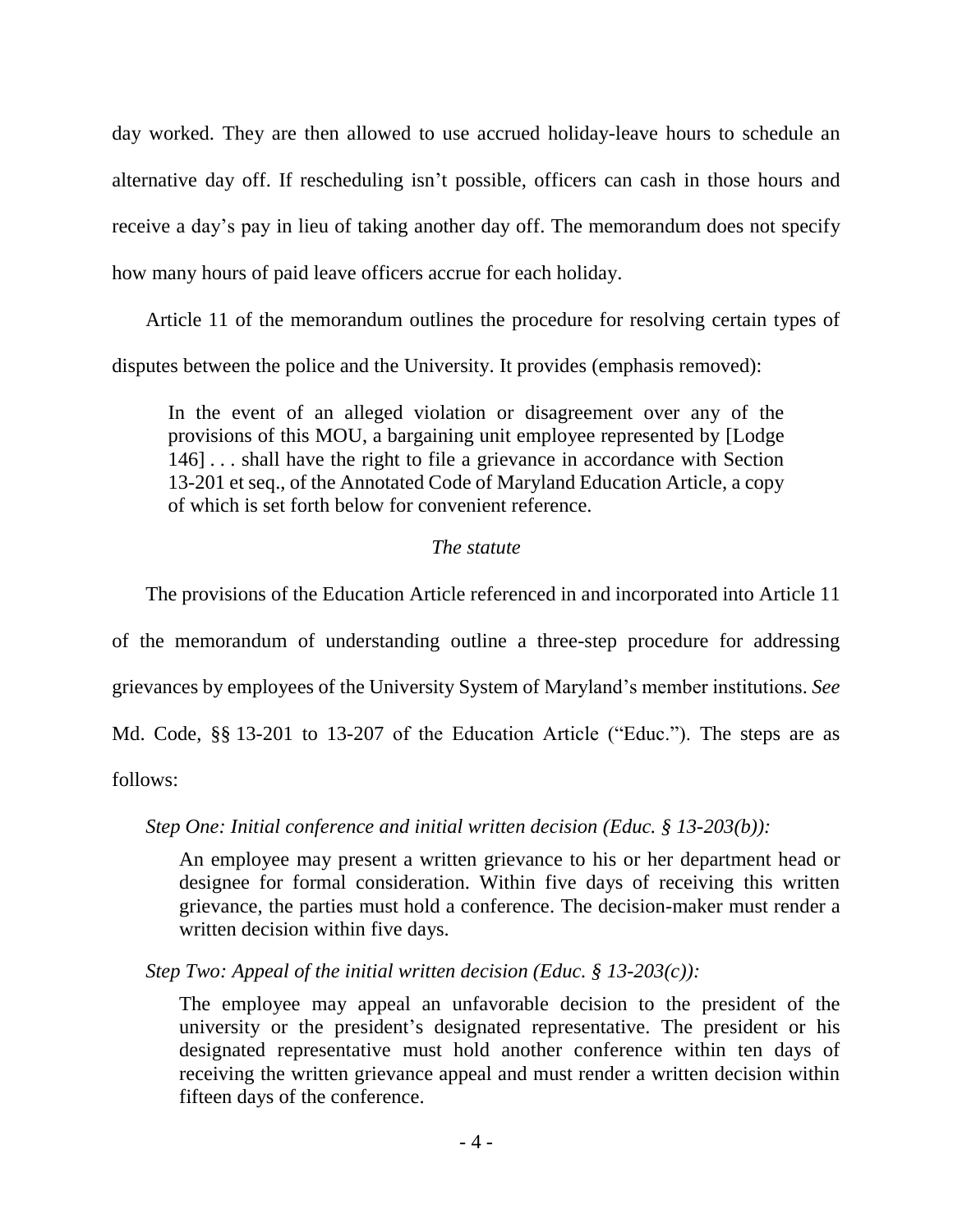day worked. They are then allowed to use accrued holiday-leave hours to schedule an alternative day off. If rescheduling isn't possible, officers can cash in those hours and receive a day's pay in lieu of taking another day off. The memorandum does not specify how many hours of paid leave officers accrue for each holiday.

Article 11 of the memorandum outlines the procedure for resolving certain types of disputes between the police and the University. It provides (emphasis removed):

> In the event of an alleged violation or disagreement over any of the provisions of this MOU, a bargaining unit employee represented by [Lodge 146] . . . shall have the right to file a grievance in accordance with Section 13-201 et seq., of the Annotated Code of Maryland Education Article, a copy of which is set forth below for convenient reference.

*The statute*

The provisions of the Education Article referenced in and incorporated into Article 11 of the memorandum of understanding outline a three-step procedure for addressing grievances by employees of the University System of Maryland's member institutions. *See* Md. Code, §§ 13-201 to 13-207 of the Education Article ("Educ."). The steps are as follows:

*Step One: Initial conference and initial written decision (Educ. § 13-203(b)):*

> An employee may present a written grievance to his or her department head or designee for formal consideration. Within five days of receiving this written grievance, the parties must hold a conference. The decision-maker must render a written decision within five days.

*Step Two: Appeal of the initial written decision (Educ. § 13-203(c)):*

> The employee may appeal an unfavorable decision to the president of the university or the president's designated representative. The president or his designated representative must hold another conference within ten days of receiving the written grievance appeal and must render a written decision within fifteen days of the conference.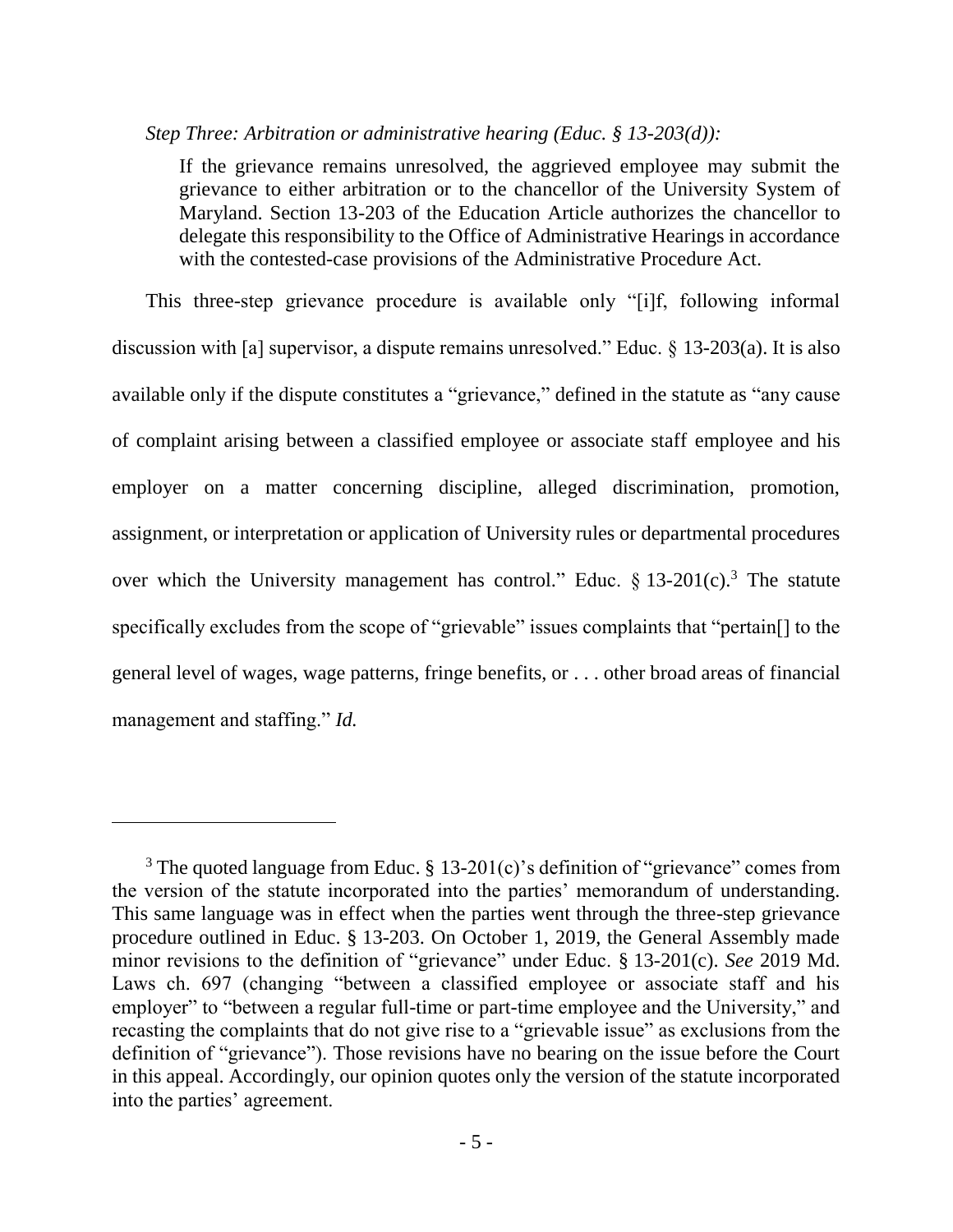*Step Three: Arbitration or administrative hearing (Educ. § 13-203(d)):*

> If the grievance remains unresolved, the aggrieved employee may submit the grievance to either arbitration or to the chancellor of the University System of Maryland. Section 13-203 of the Education Article authorizes the chancellor to delegate this responsibility to the Office of Administrative Hearings in accordance with the contested-case provisions of the Administrative Procedure Act.

This three-step grievance procedure is available only "[i]f, following informal discussion with [a] supervisor, a dispute remains unresolved." Educ. § 13-203(a). It is also available only if the dispute constitutes a "grievance," defined in the statute as "any cause of complaint arising between a classified employee or associate staff employee and his employer on a matter concerning discipline, alleged discrimination, promotion, assignment, or interpretation or application of University rules or departmental procedures over which the University management has control." Educ. § 13-201(c).[3] The statute specifically excludes from the scope of "grievable" issues complaints that "pertain[] to the general level of wages, wage patterns, fringe benefits, or . . . other broad areas of financial management and staffing." *Id.*

---

[3] The quoted language from Educ. § 13-201(c)'s definition of "grievance" comes from the version of the statute incorporated into the parties' memorandum of understanding. This same language was in effect when the parties went through the three-step grievance procedure outlined in Educ. § 13-203. On October 1, 2019, the General Assembly made minor revisions to the definition of "grievance" under Educ. § 13-201(c). *See* 2019 Md. Laws ch. 697 (changing "between a classified employee or associate staff and his employer" to "between a regular full-time or part-time employee and the University," and recasting the complaints that do not give rise to a "grievable issue" as exclusions from the definition of "grievance"). Those revisions have no bearing on the issue before the Court in this appeal. Accordingly, our opinion quotes only the version of the statute incorporated into the parties' agreement.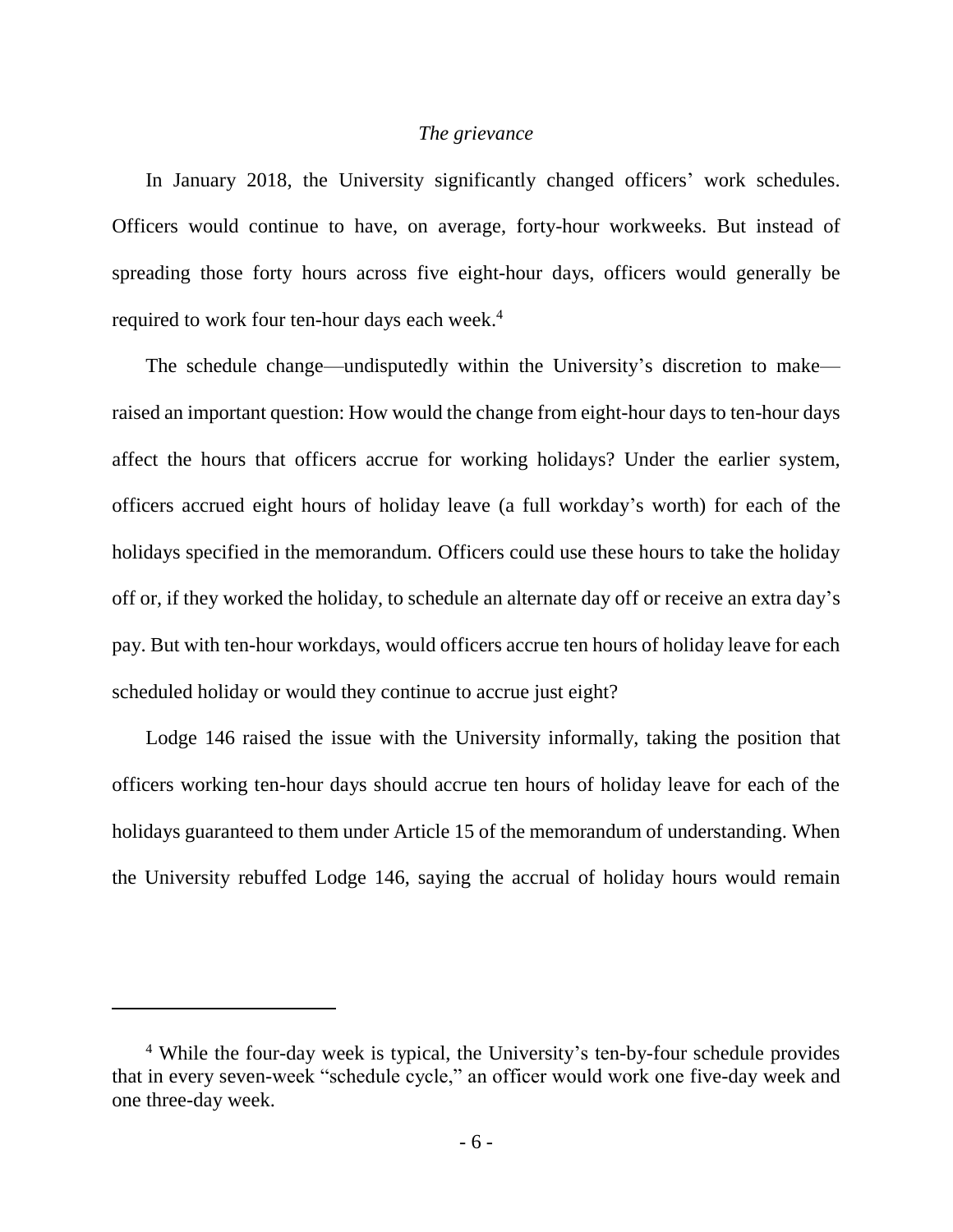*The grievance*

In January 2018, the University significantly changed officers' work schedules. Officers would continue to have, on average, forty-hour workweeks. But instead of spreading those forty hours across five eight-hour days, officers would generally be required to work four ten-hour days each week.[4]

The schedule change—undisputedly within the University's discretion to make—raised an important question: How would the change from eight-hour days to ten-hour days affect the hours that officers accrue for working holidays? Under the earlier system, officers accrued eight hours of holiday leave (a full workday's worth) for each of the holidays specified in the memorandum. Officers could use these hours to take the holiday off or, if they worked the holiday, to schedule an alternate day off or receive an extra day's pay. But with ten-hour workdays, would officers accrue ten hours of holiday leave for each scheduled holiday or would they continue to accrue just eight?

Lodge 146 raised the issue with the University informally, taking the position that officers working ten-hour days should accrue ten hours of holiday leave for each of the holidays guaranteed to them under Article 15 of the memorandum of understanding. When the University rebuffed Lodge 146, saying the accrual of holiday hours would remain

---

[4] While the four-day week is typical, the University's ten-by-four schedule provides that in every seven-week "schedule cycle," an officer would work one five-day week and one three-day week.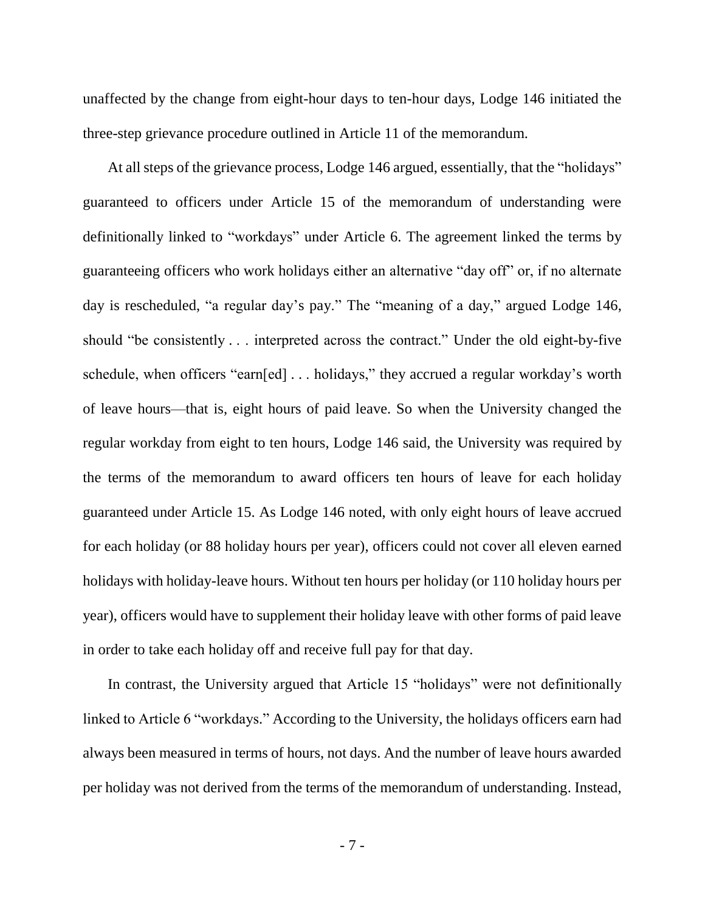unaffected by the change from eight-hour days to ten-hour days, Lodge 146 initiated the three-step grievance procedure outlined in Article 11 of the memorandum.

At all steps of the grievance process, Lodge 146 argued, essentially, that the "holidays" guaranteed to officers under Article 15 of the memorandum of understanding were definitionally linked to "workdays" under Article 6. The agreement linked the terms by guaranteeing officers who work holidays either an alternative "day off" or, if no alternate day is rescheduled, "a regular day's pay." The "meaning of a day," argued Lodge 146, should "be consistently . . . interpreted across the contract." Under the old eight-by-five schedule, when officers "earn[ed] . . . holidays," they accrued a regular workday's worth of leave hours—that is, eight hours of paid leave. So when the University changed the regular workday from eight to ten hours, Lodge 146 said, the University was required by the terms of the memorandum to award officers ten hours of leave for each holiday guaranteed under Article 15. As Lodge 146 noted, with only eight hours of leave accrued for each holiday (or 88 holiday hours per year), officers could not cover all eleven earned holidays with holiday-leave hours. Without ten hours per holiday (or 110 holiday hours per year), officers would have to supplement their holiday leave with other forms of paid leave in order to take each holiday off and receive full pay for that day.

In contrast, the University argued that Article 15 "holidays" were not definitionally linked to Article 6 "workdays." According to the University, the holidays officers earn had always been measured in terms of hours, not days. And the number of leave hours awarded per holiday was not derived from the terms of the memorandum of understanding. Instead,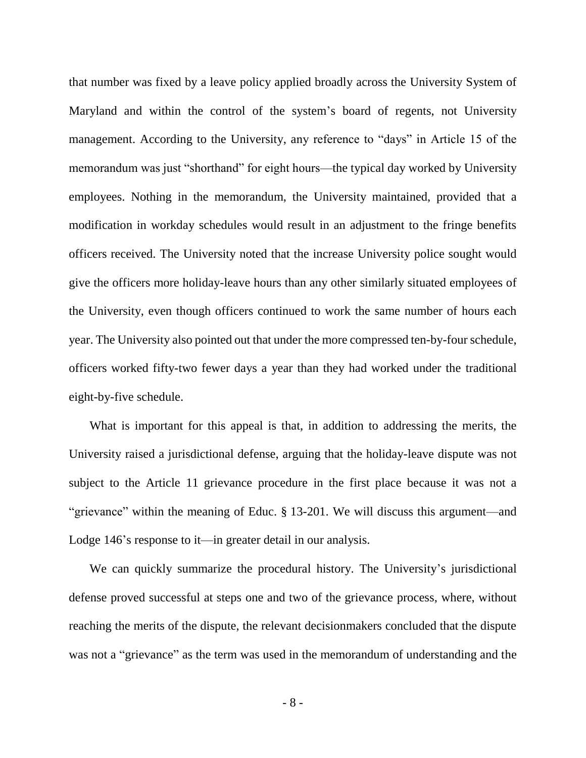that number was fixed by a leave policy applied broadly across the University System of Maryland and within the control of the system's board of regents, not University management. According to the University, any reference to "days" in Article 15 of the memorandum was just "shorthand" for eight hours—the typical day worked by University employees. Nothing in the memorandum, the University maintained, provided that a modification in workday schedules would result in an adjustment to the fringe benefits officers received. The University noted that the increase University police sought would give the officers more holiday-leave hours than any other similarly situated employees of the University, even though officers continued to work the same number of hours each year. The University also pointed out that under the more compressed ten-by-four schedule, officers worked fifty-two fewer days a year than they had worked under the traditional eight-by-five schedule.

What is important for this appeal is that, in addition to addressing the merits, the University raised a jurisdictional defense, arguing that the holiday-leave dispute was not subject to the Article 11 grievance procedure in the first place because it was not a "grievance" within the meaning of Educ. § 13-201. We will discuss this argument—and Lodge 146's response to it—in greater detail in our analysis.

We can quickly summarize the procedural history. The University's jurisdictional defense proved successful at steps one and two of the grievance process, where, without reaching the merits of the dispute, the relevant decisionmakers concluded that the dispute was not a "grievance" as the term was used in the memorandum of understanding and the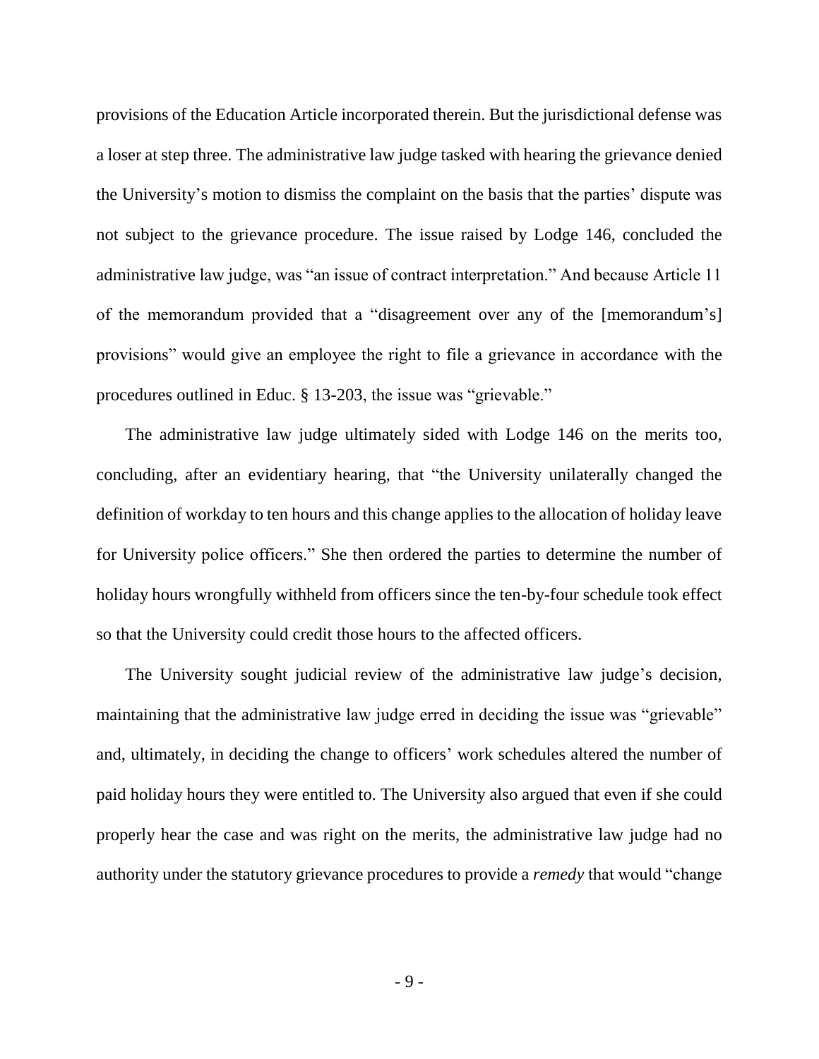provisions of the Education Article incorporated therein. But the jurisdictional defense was a loser at step three. The administrative law judge tasked with hearing the grievance denied the University's motion to dismiss the complaint on the basis that the parties' dispute was not subject to the grievance procedure. The issue raised by Lodge 146, concluded the administrative law judge, was "an issue of contract interpretation." And because Article 11 of the memorandum provided that a "disagreement over any of the [memorandum's] provisions" would give an employee the right to file a grievance in accordance with the procedures outlined in Educ. § 13-203, the issue was "grievable."

The administrative law judge ultimately sided with Lodge 146 on the merits too, concluding, after an evidentiary hearing, that "the University unilaterally changed the definition of workday to ten hours and this change applies to the allocation of holiday leave for University police officers." She then ordered the parties to determine the number of holiday hours wrongfully withheld from officers since the ten-by-four schedule took effect so that the University could credit those hours to the affected officers.

The University sought judicial review of the administrative law judge's decision, maintaining that the administrative law judge erred in deciding the issue was "grievable" and, ultimately, in deciding the change to officers' work schedules altered the number of paid holiday hours they were entitled to. The University also argued that even if she could properly hear the case and was right on the merits, the administrative law judge had no authority under the statutory grievance procedures to provide a *remedy* that would "change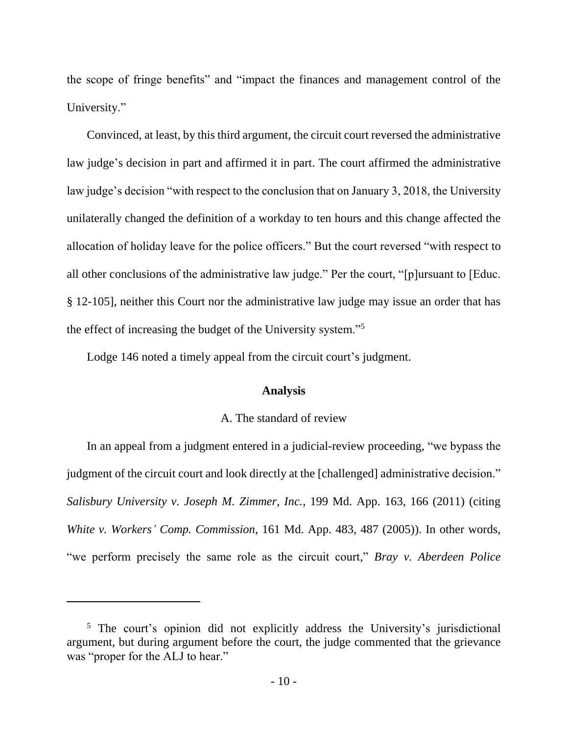the scope of fringe benefits" and "impact the finances and management control of the University."

Convinced, at least, by this third argument, the circuit court reversed the administrative law judge's decision in part and affirmed it in part. The court affirmed the administrative law judge's decision "with respect to the conclusion that on January 3, 2018, the University unilaterally changed the definition of a workday to ten hours and this change affected the allocation of holiday leave for the police officers." But the court reversed "with respect to all other conclusions of the administrative law judge." Per the court, "[p]ursuant to [Educ. § 12-105], neither this Court nor the administrative law judge may issue an order that has the effect of increasing the budget of the University system."[5]

Lodge 146 noted a timely appeal from the circuit court's judgment.

## Analysis

### A. The standard of review

In an appeal from a judgment entered in a judicial-review proceeding, "we bypass the judgment of the circuit court and look directly at the [challenged] administrative decision." *Salisbury University v. Joseph M. Zimmer, Inc.*, 199 Md. App. 163, 166 (2011) (citing *White v. Workers' Comp. Commission*, 161 Md. App. 483, 487 (2005)). In other words, "we perform precisely the same role as the circuit court," *Bray v. Aberdeen Police*

---

[5] The court's opinion did not explicitly address the University's jurisdictional argument, but during argument before the court, the judge commented that the grievance was "proper for the ALJ to hear."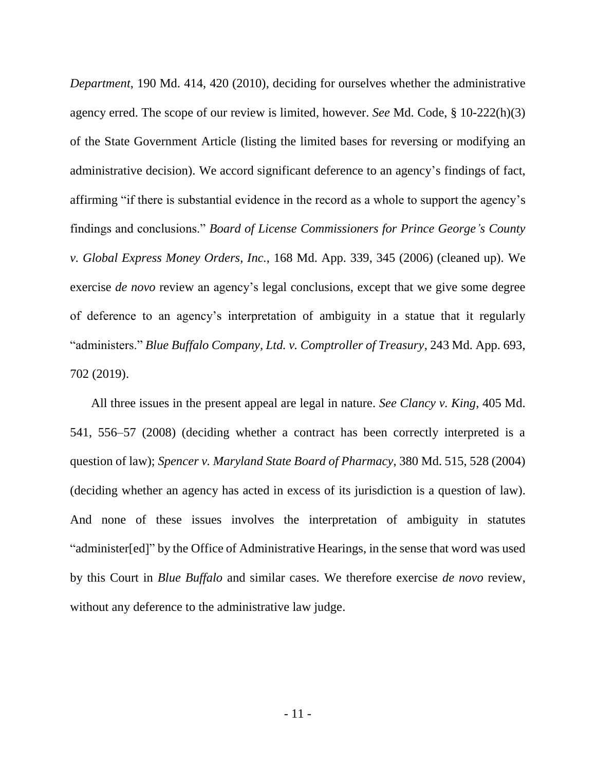*Department*, 190 Md. 414, 420 (2010), deciding for ourselves whether the administrative agency erred. The scope of our review is limited, however. *See* Md. Code, § 10-222(h)(3) of the State Government Article (listing the limited bases for reversing or modifying an administrative decision). We accord significant deference to an agency's findings of fact, affirming "if there is substantial evidence in the record as a whole to support the agency's findings and conclusions." *Board of License Commissioners for Prince George's County v. Global Express Money Orders, Inc.*, 168 Md. App. 339, 345 (2006) (cleaned up). We exercise *de novo* review an agency's legal conclusions, except that we give some degree of deference to an agency's interpretation of ambiguity in a statue that it regularly "administers." *Blue Buffalo Company, Ltd. v. Comptroller of Treasury*, 243 Md. App. 693, 702 (2019).

All three issues in the present appeal are legal in nature. *See Clancy v. King*, 405 Md. 541, 556–57 (2008) (deciding whether a contract has been correctly interpreted is a question of law); *Spencer v. Maryland State Board of Pharmacy*, 380 Md. 515, 528 (2004) (deciding whether an agency has acted in excess of its jurisdiction is a question of law). And none of these issues involves the interpretation of ambiguity in statutes "administer[ed]" by the Office of Administrative Hearings, in the sense that word was used by this Court in *Blue Buffalo* and similar cases. We therefore exercise *de novo* review, without any deference to the administrative law judge.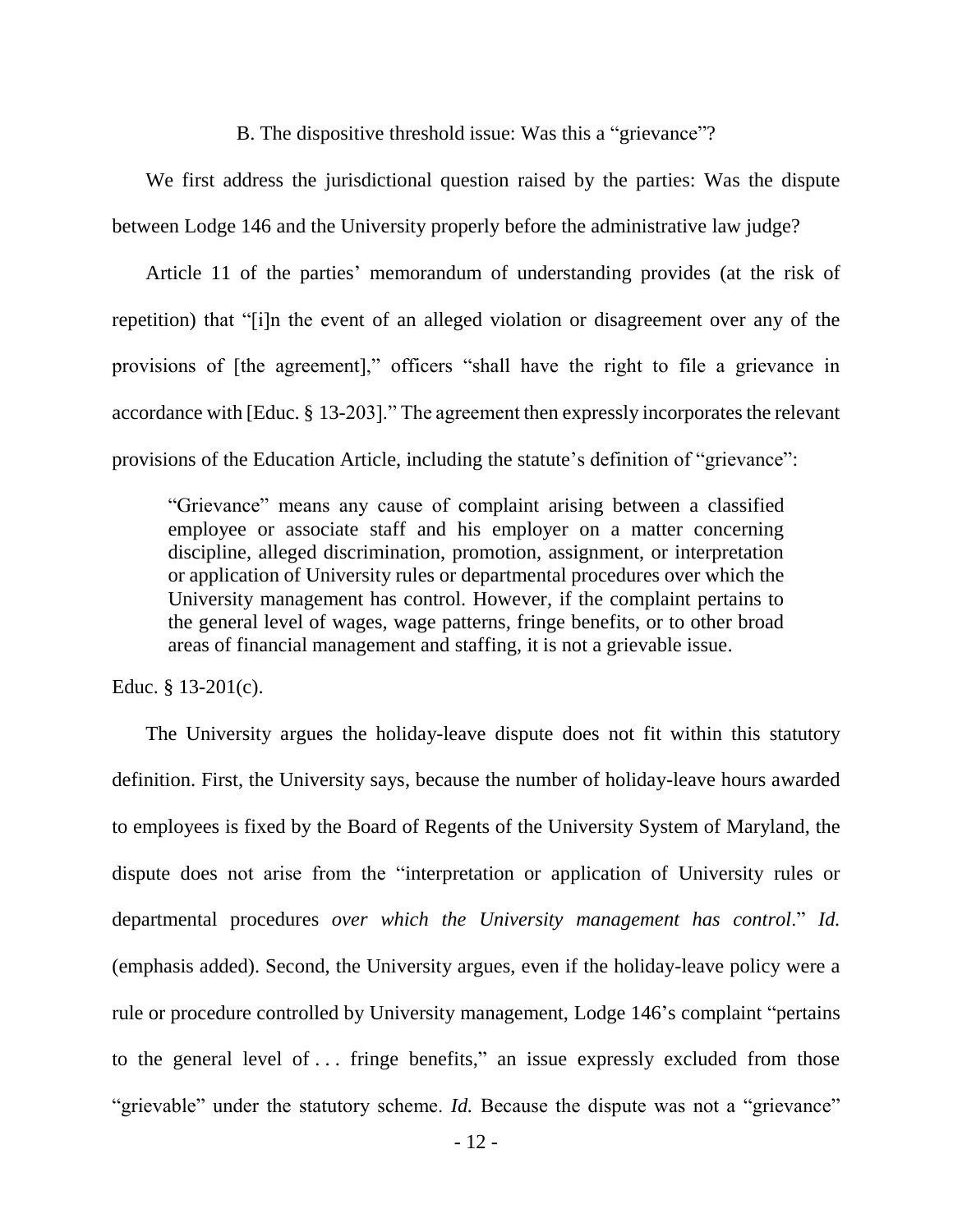### B. The dispositive threshold issue: Was this a "grievance"?

We first address the jurisdictional question raised by the parties: Was the dispute between Lodge 146 and the University properly before the administrative law judge?

Article 11 of the parties' memorandum of understanding provides (at the risk of repetition) that "[i]n the event of an alleged violation or disagreement over any of the provisions of [the agreement]," officers "shall have the right to file a grievance in accordance with [Educ. § 13-203]." The agreement then expressly incorporates the relevant provisions of the Education Article, including the statute's definition of "grievance":

> "Grievance" means any cause of complaint arising between a classified employee or associate staff and his employer on a matter concerning discipline, alleged discrimination, promotion, assignment, or interpretation or application of University rules or departmental procedures over which the University management has control. However, if the complaint pertains to the general level of wages, wage patterns, fringe benefits, or to other broad areas of financial management and staffing, it is not a grievable issue.

Educ. § 13-201(c).

The University argues the holiday-leave dispute does not fit within this statutory definition. First, the University says, because the number of holiday-leave hours awarded to employees is fixed by the Board of Regents of the University System of Maryland, the dispute does not arise from the "interpretation or application of University rules or departmental procedures *over which the University management has control*." *Id.* (emphasis added). Second, the University argues, even if the holiday-leave policy were a rule or procedure controlled by University management, Lodge 146's complaint "pertains to the general level of . . . fringe benefits," an issue expressly excluded from those "grievable" under the statutory scheme. *Id.* Because the dispute was not a "grievance"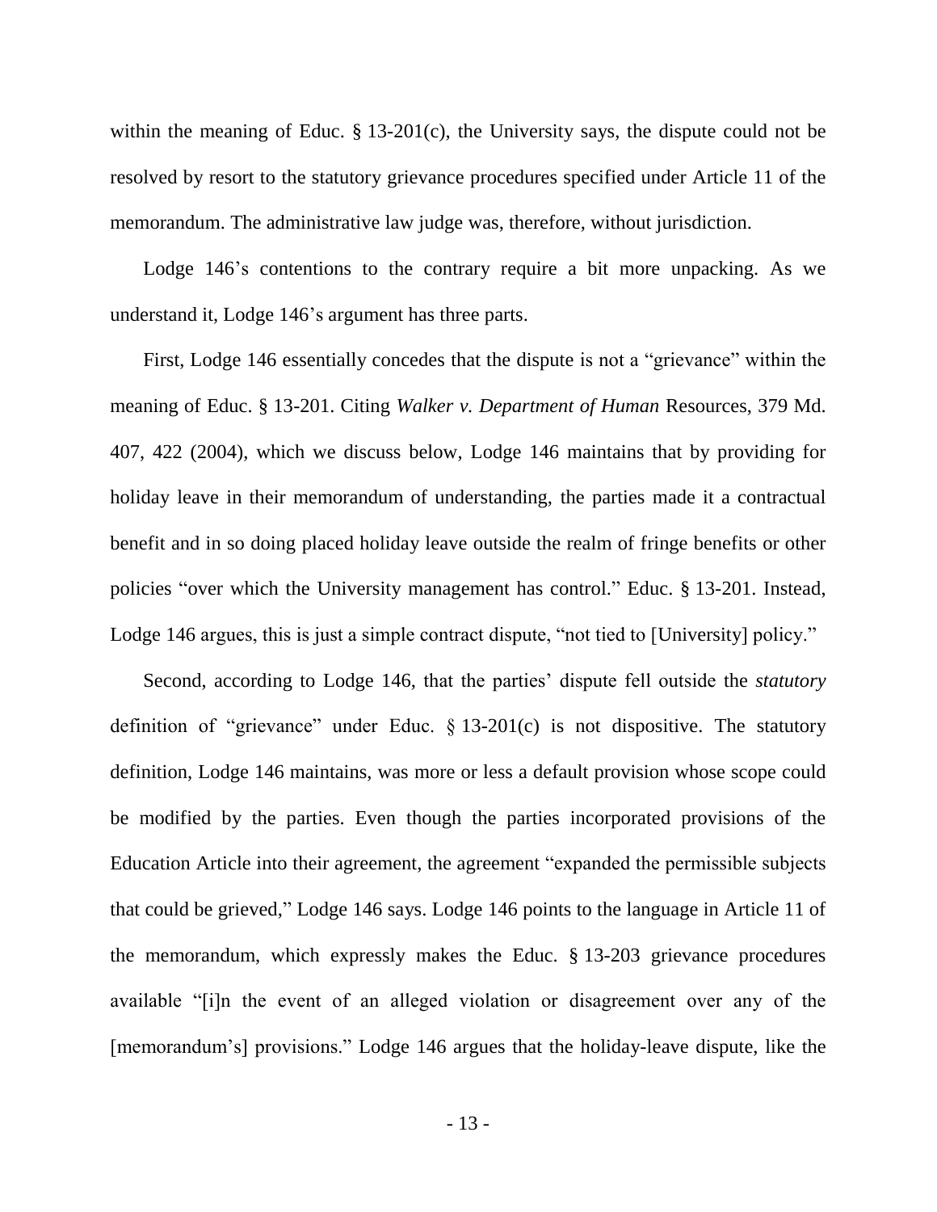within the meaning of Educ. § 13-201(c), the University says, the dispute could not be resolved by resort to the statutory grievance procedures specified under Article 11 of the memorandum. The administrative law judge was, therefore, without jurisdiction.

Lodge 146's contentions to the contrary require a bit more unpacking. As we understand it, Lodge 146's argument has three parts.

First, Lodge 146 essentially concedes that the dispute is not a "grievance" within the meaning of Educ. § 13-201. Citing *Walker v. Department of Human* Resources, 379 Md. 407, 422 (2004), which we discuss below, Lodge 146 maintains that by providing for holiday leave in their memorandum of understanding, the parties made it a contractual benefit and in so doing placed holiday leave outside the realm of fringe benefits or other policies "over which the University management has control." Educ. § 13-201. Instead, Lodge 146 argues, this is just a simple contract dispute, "not tied to [University] policy."

Second, according to Lodge 146, that the parties' dispute fell outside the *statutory* definition of "grievance" under Educ. § 13-201(c) is not dispositive. The statutory definition, Lodge 146 maintains, was more or less a default provision whose scope could be modified by the parties. Even though the parties incorporated provisions of the Education Article into their agreement, the agreement "expanded the permissible subjects that could be grieved," Lodge 146 says. Lodge 146 points to the language in Article 11 of the memorandum, which expressly makes the Educ. § 13-203 grievance procedures available "[i]n the event of an alleged violation or disagreement over any of the [memorandum's] provisions." Lodge 146 argues that the holiday-leave dispute, like the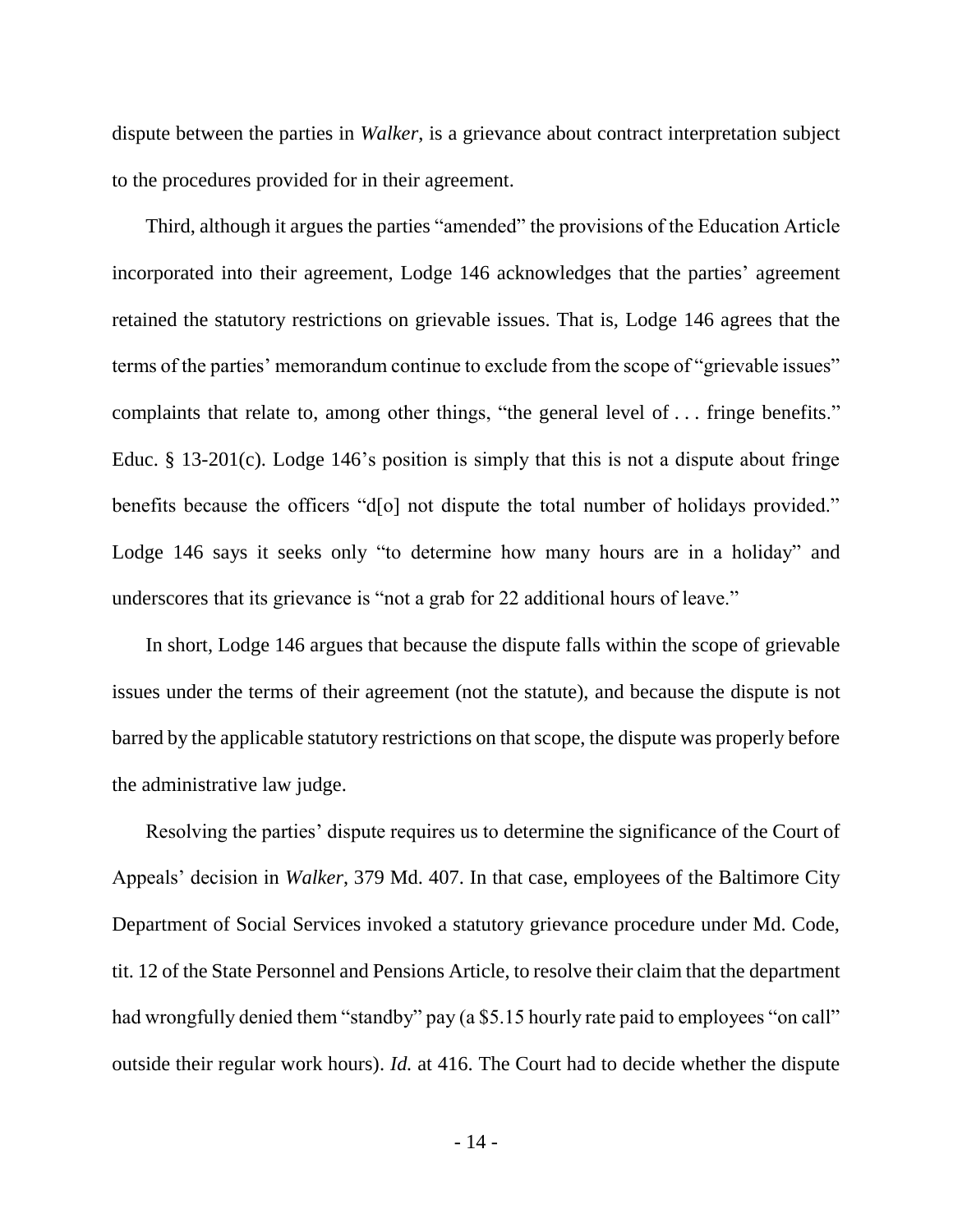dispute between the parties in *Walker*, is a grievance about contract interpretation subject to the procedures provided for in their agreement.

Third, although it argues the parties "amended" the provisions of the Education Article incorporated into their agreement, Lodge 146 acknowledges that the parties' agreement retained the statutory restrictions on grievable issues. That is, Lodge 146 agrees that the terms of the parties' memorandum continue to exclude from the scope of "grievable issues" complaints that relate to, among other things, "the general level of . . . fringe benefits." Educ. § 13-201(c). Lodge 146's position is simply that this is not a dispute about fringe benefits because the officers "d[o] not dispute the total number of holidays provided." Lodge 146 says it seeks only "to determine how many hours are in a holiday" and underscores that its grievance is "not a grab for 22 additional hours of leave."

In short, Lodge 146 argues that because the dispute falls within the scope of grievable issues under the terms of their agreement (not the statute), and because the dispute is not barred by the applicable statutory restrictions on that scope, the dispute was properly before the administrative law judge.

Resolving the parties' dispute requires us to determine the significance of the Court of Appeals' decision in *Walker*, 379 Md. 407. In that case, employees of the Baltimore City Department of Social Services invoked a statutory grievance procedure under Md. Code, tit. 12 of the State Personnel and Pensions Article, to resolve their claim that the department had wrongfully denied them "standby" pay (a $5.15 hourly rate paid to employees "on call" outside their regular work hours). *Id.* at 416. The Court had to decide whether the dispute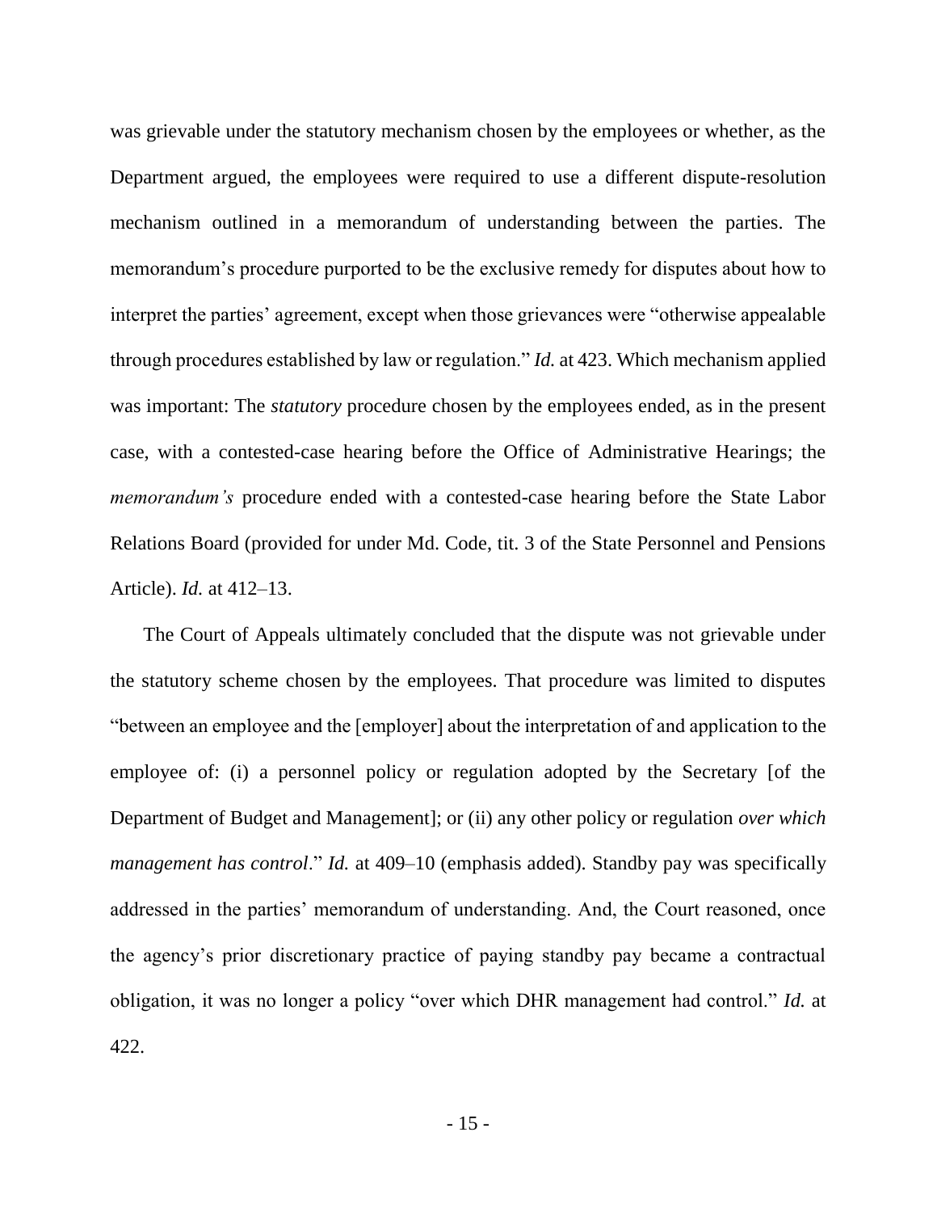was grievable under the statutory mechanism chosen by the employees or whether, as the Department argued, the employees were required to use a different dispute-resolution mechanism outlined in a memorandum of understanding between the parties. The memorandum's procedure purported to be the exclusive remedy for disputes about how to interpret the parties' agreement, except when those grievances were "otherwise appealable through procedures established by law or regulation." *Id.* at 423. Which mechanism applied was important: The *statutory* procedure chosen by the employees ended, as in the present case, with a contested-case hearing before the Office of Administrative Hearings; the *memorandum's* procedure ended with a contested-case hearing before the State Labor Relations Board (provided for under Md. Code, tit. 3 of the State Personnel and Pensions Article). *Id.* at 412–13.

The Court of Appeals ultimately concluded that the dispute was not grievable under the statutory scheme chosen by the employees. That procedure was limited to disputes "between an employee and the [employer] about the interpretation of and application to the employee of: (i) a personnel policy or regulation adopted by the Secretary [of the Department of Budget and Management]; or (ii) any other policy or regulation *over which management has control*." *Id.* at 409–10 (emphasis added). Standby pay was specifically addressed in the parties' memorandum of understanding. And, the Court reasoned, once the agency's prior discretionary practice of paying standby pay became a contractual obligation, it was no longer a policy "over which DHR management had control." *Id.* at 422.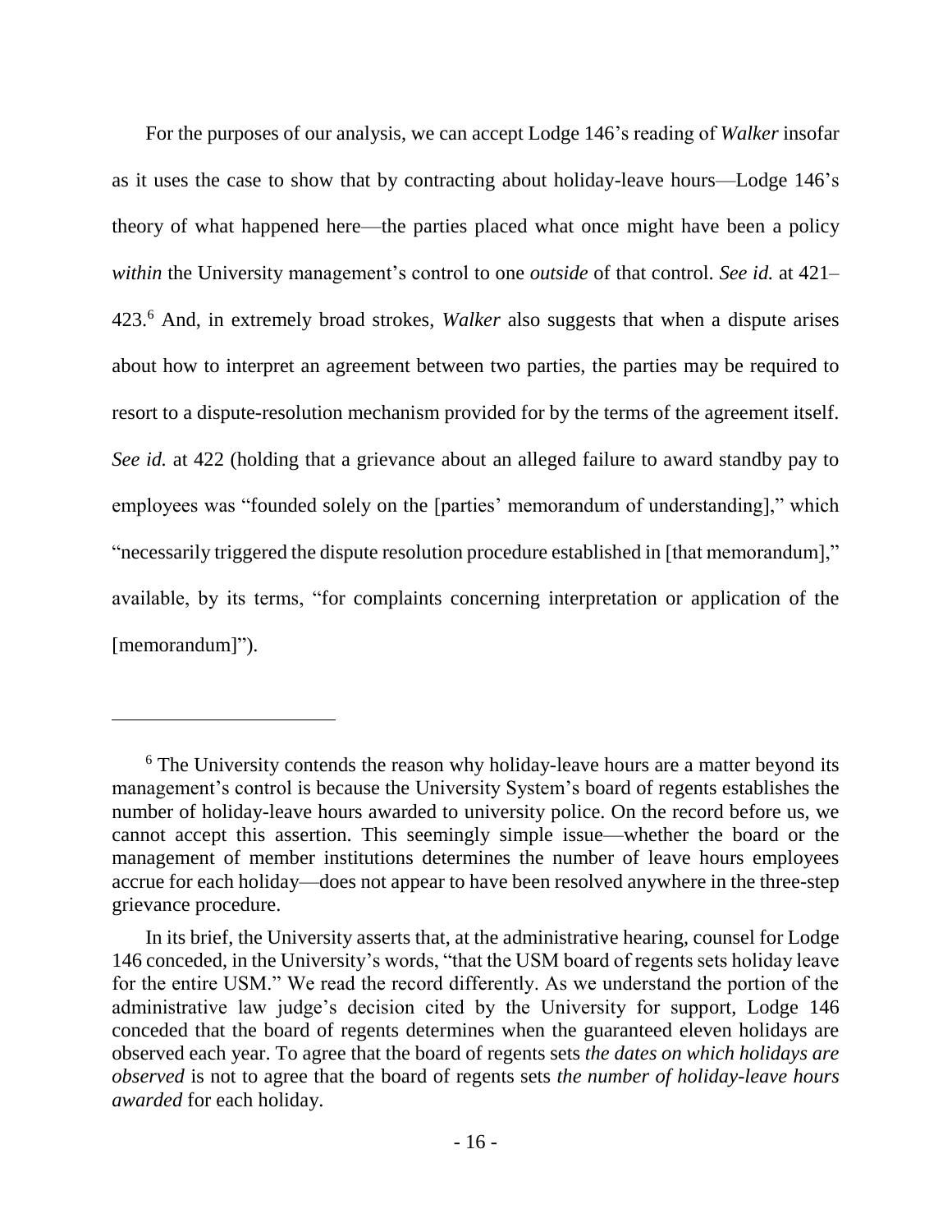For the purposes of our analysis, we can accept Lodge 146's reading of *Walker* insofar as it uses the case to show that by contracting about holiday-leave hours—Lodge 146's theory of what happened here—the parties placed what once might have been a policy *within* the University management's control to one *outside* of that control. *See id.* at 421–423.[6] And, in extremely broad strokes, *Walker* also suggests that when a dispute arises about how to interpret an agreement between two parties, the parties may be required to resort to a dispute-resolution mechanism provided for by the terms of the agreement itself. *See id.* at 422 (holding that a grievance about an alleged failure to award standby pay to employees was "founded solely on the [parties' memorandum of understanding]," which "necessarily triggered the dispute resolution procedure established in [that memorandum]," available, by its terms, "for complaints concerning interpretation or application of the [memorandum]").

---

[6] The University contends the reason why holiday-leave hours are a matter beyond its management's control is because the University System's board of regents establishes the number of holiday-leave hours awarded to university police. On the record before us, we cannot accept this assertion. This seemingly simple issue—whether the board or the management of member institutions determines the number of leave hours employees accrue for each holiday—does not appear to have been resolved anywhere in the three-step grievance procedure.

In its brief, the University asserts that, at the administrative hearing, counsel for Lodge 146 conceded, in the University's words, "that the USM board of regents sets holiday leave for the entire USM." We read the record differently. As we understand the portion of the administrative law judge's decision cited by the University for support, Lodge 146 conceded that the board of regents determines when the guaranteed eleven holidays are observed each year. To agree that the board of regents sets *the dates on which holidays are observed* is not to agree that the board of regents sets *the number of holiday-leave hours awarded* for each holiday.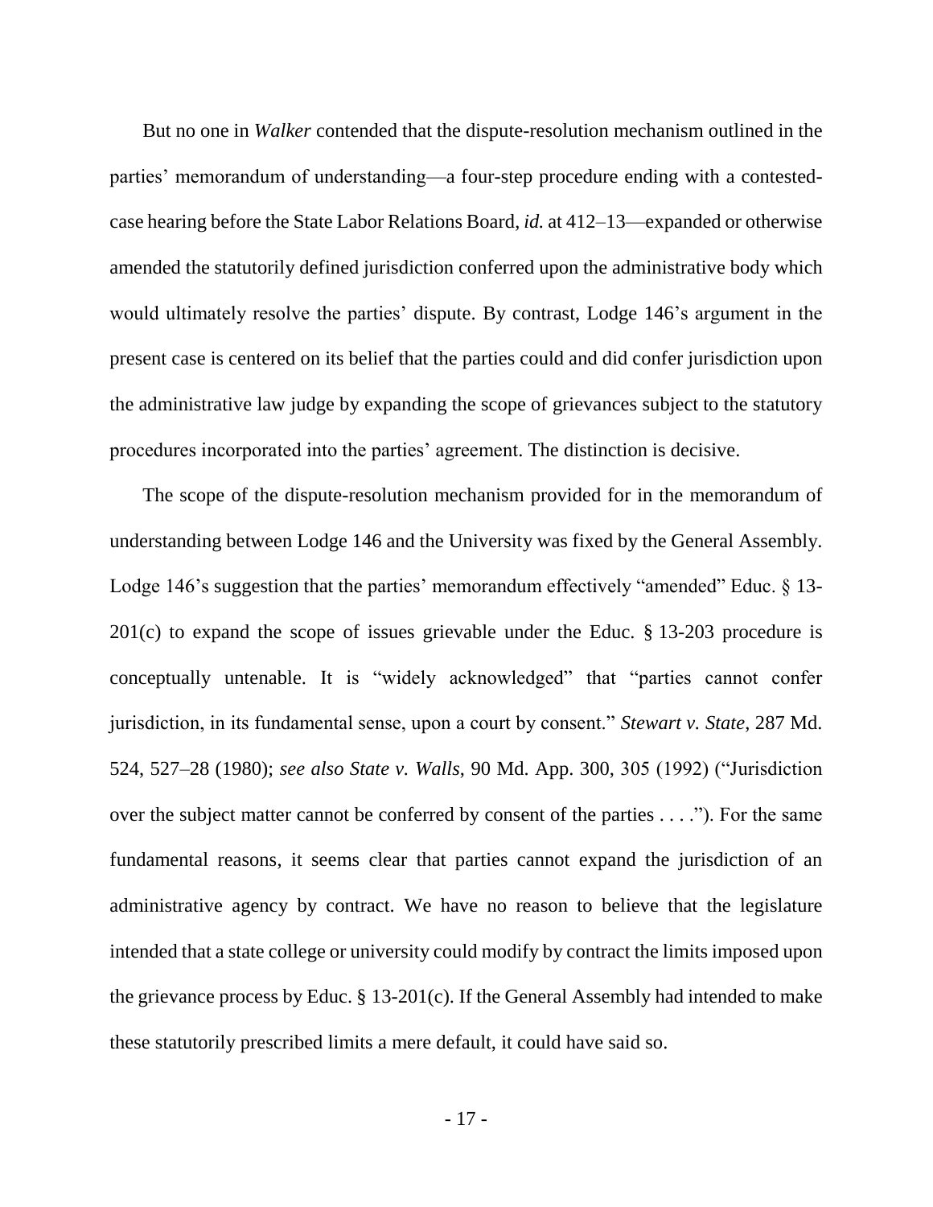But no one in *Walker* contended that the dispute-resolution mechanism outlined in the parties' memorandum of understanding—a four-step procedure ending with a contested-case hearing before the State Labor Relations Board, *id.* at 412–13—expanded or otherwise amended the statutorily defined jurisdiction conferred upon the administrative body which would ultimately resolve the parties' dispute. By contrast, Lodge 146's argument in the present case is centered on its belief that the parties could and did confer jurisdiction upon the administrative law judge by expanding the scope of grievances subject to the statutory procedures incorporated into the parties' agreement. The distinction is decisive.

The scope of the dispute-resolution mechanism provided for in the memorandum of understanding between Lodge 146 and the University was fixed by the General Assembly. Lodge 146's suggestion that the parties' memorandum effectively "amended" Educ. § 13-201(c) to expand the scope of issues grievable under the Educ. § 13-203 procedure is conceptually untenable. It is "widely acknowledged" that "parties cannot confer jurisdiction, in its fundamental sense, upon a court by consent." *Stewart v. State*, 287 Md. 524, 527–28 (1980); *see also State v. Walls*, 90 Md. App. 300, 305 (1992) ("Jurisdiction over the subject matter cannot be conferred by consent of the parties . . . ."). For the same fundamental reasons, it seems clear that parties cannot expand the jurisdiction of an administrative agency by contract. We have no reason to believe that the legislature intended that a state college or university could modify by contract the limits imposed upon the grievance process by Educ. § 13-201(c). If the General Assembly had intended to make these statutorily prescribed limits a mere default, it could have said so.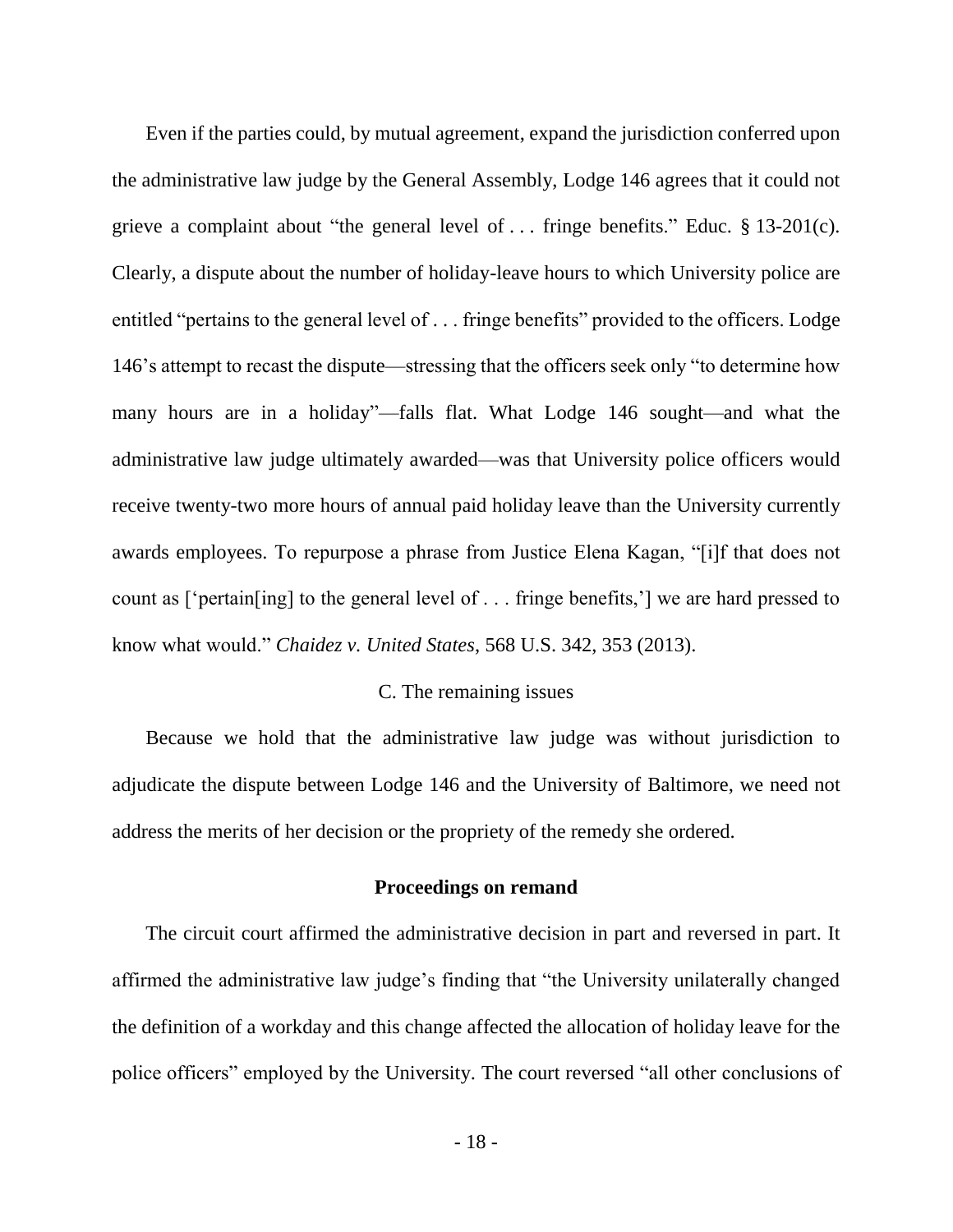Even if the parties could, by mutual agreement, expand the jurisdiction conferred upon the administrative law judge by the General Assembly, Lodge 146 agrees that it could not grieve a complaint about "the general level of . . . fringe benefits." Educ. § 13-201(c). Clearly, a dispute about the number of holiday-leave hours to which University police are entitled "pertains to the general level of . . . fringe benefits" provided to the officers. Lodge 146's attempt to recast the dispute—stressing that the officers seek only "to determine how many hours are in a holiday"—falls flat. What Lodge 146 sought—and what the administrative law judge ultimately awarded—was that University police officers would receive twenty-two more hours of annual paid holiday leave than the University currently awards employees. To repurpose a phrase from Justice Elena Kagan, "[i]f that does not count as ['pertain[ing] to the general level of . . . fringe benefits,'] we are hard pressed to know what would." *Chaidez v. United States*, 568 U.S. 342, 353 (2013).

C. The remaining issues

Because we hold that the administrative law judge was without jurisdiction to adjudicate the dispute between Lodge 146 and the University of Baltimore, we need not address the merits of her decision or the propriety of the remedy she ordered.

**Proceedings on remand**

The circuit court affirmed the administrative decision in part and reversed in part. It affirmed the administrative law judge's finding that "the University unilaterally changed the definition of a workday and this change affected the allocation of holiday leave for the police officers" employed by the University. The court reversed "all other conclusions of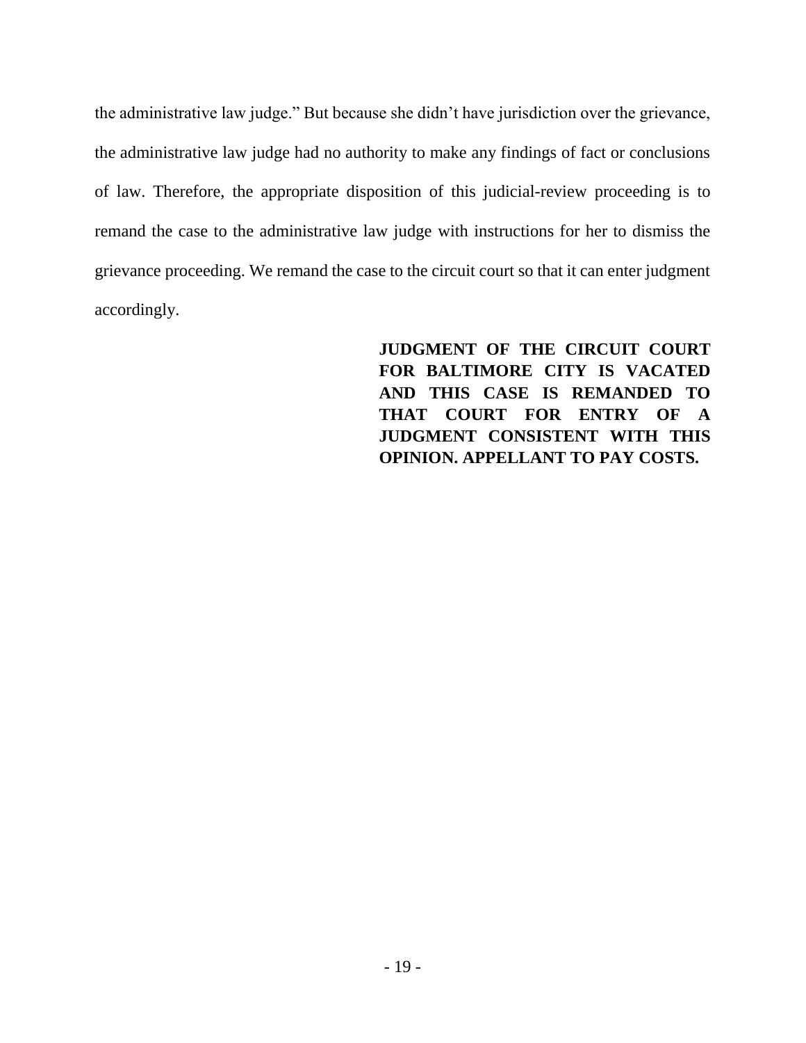the administrative law judge." But because she didn't have jurisdiction over the grievance, the administrative law judge had no authority to make any findings of fact or conclusions of law. Therefore, the appropriate disposition of this judicial-review proceeding is to remand the case to the administrative law judge with instructions for her to dismiss the grievance proceeding. We remand the case to the circuit court so that it can enter judgment accordingly.

**JUDGMENT OF THE CIRCUIT COURT FOR BALTIMORE CITY IS VACATED AND THIS CASE IS REMANDED TO THAT COURT FOR ENTRY OF A JUDGMENT CONSISTENT WITH THIS OPINION. APPELLANT TO PAY COSTS.**